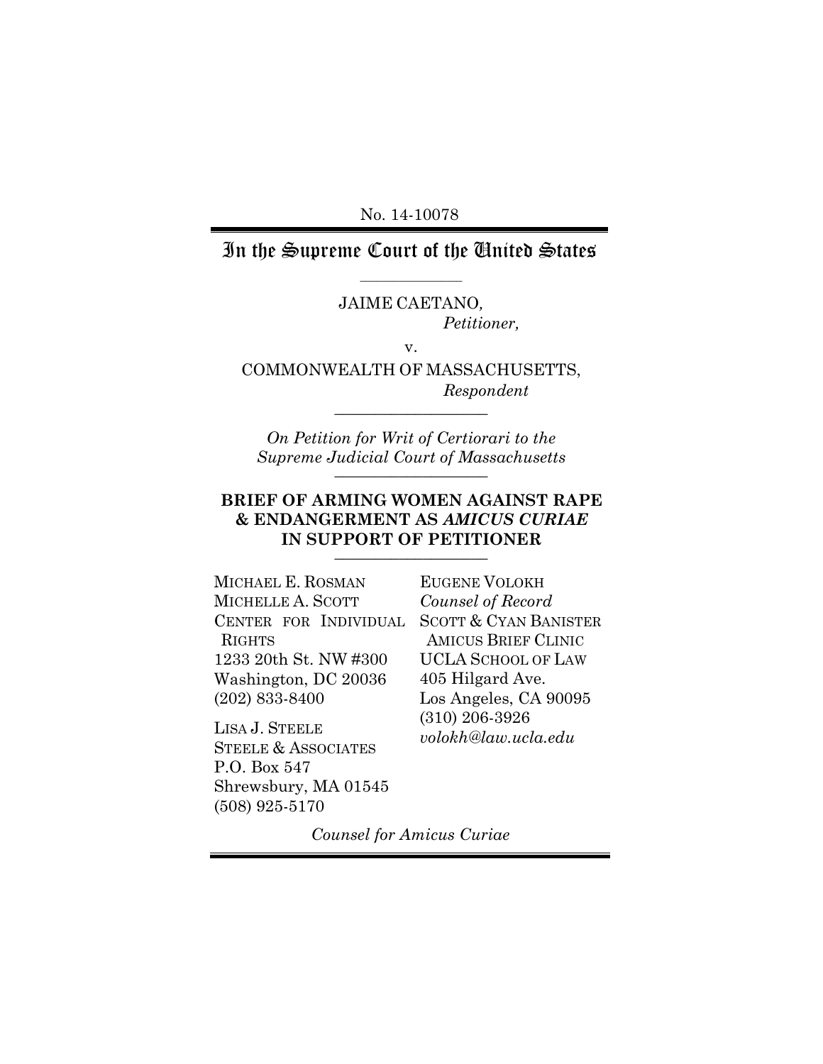No. 14-10078

# In the Supreme Court of the United States

---

JAIME CAETANO,
*Petitioner,*

v.

COMMONWEALTH OF MASSACHUSETTS,
*Respondent*

---

*On Petition for Writ of Certiorari to the Supreme Judicial Court of Massachusetts*

---

**BRIEF OF ARMING WOMEN AGAINST RAPE & ENDANGERMENT AS *AMICUS CURIAE* IN SUPPORT OF PETITIONER**

---

MICHAEL E. ROSMAN
MICHELLE A. SCOTT
CENTER FOR INDIVIDUAL RIGHTS
1233 20th St. NW #300
Washington, DC 20036
(202) 833-8400

LISA J. STEELE
STEELE & ASSOCIATES
P.O. Box 547
Shrewsbury, MA 01545
(508) 925-5170

EUGENE VOLOKH
*Counsel of Record*
SCOTT & CYAN BANISTER AMICUS BRIEF CLINIC
UCLA SCHOOL OF LAW
405 Hilgard Ave.
Los Angeles, CA 90095
(310) 206-3926
*volokh@law.ucla.edu*

*Counsel for Amicus Curiae*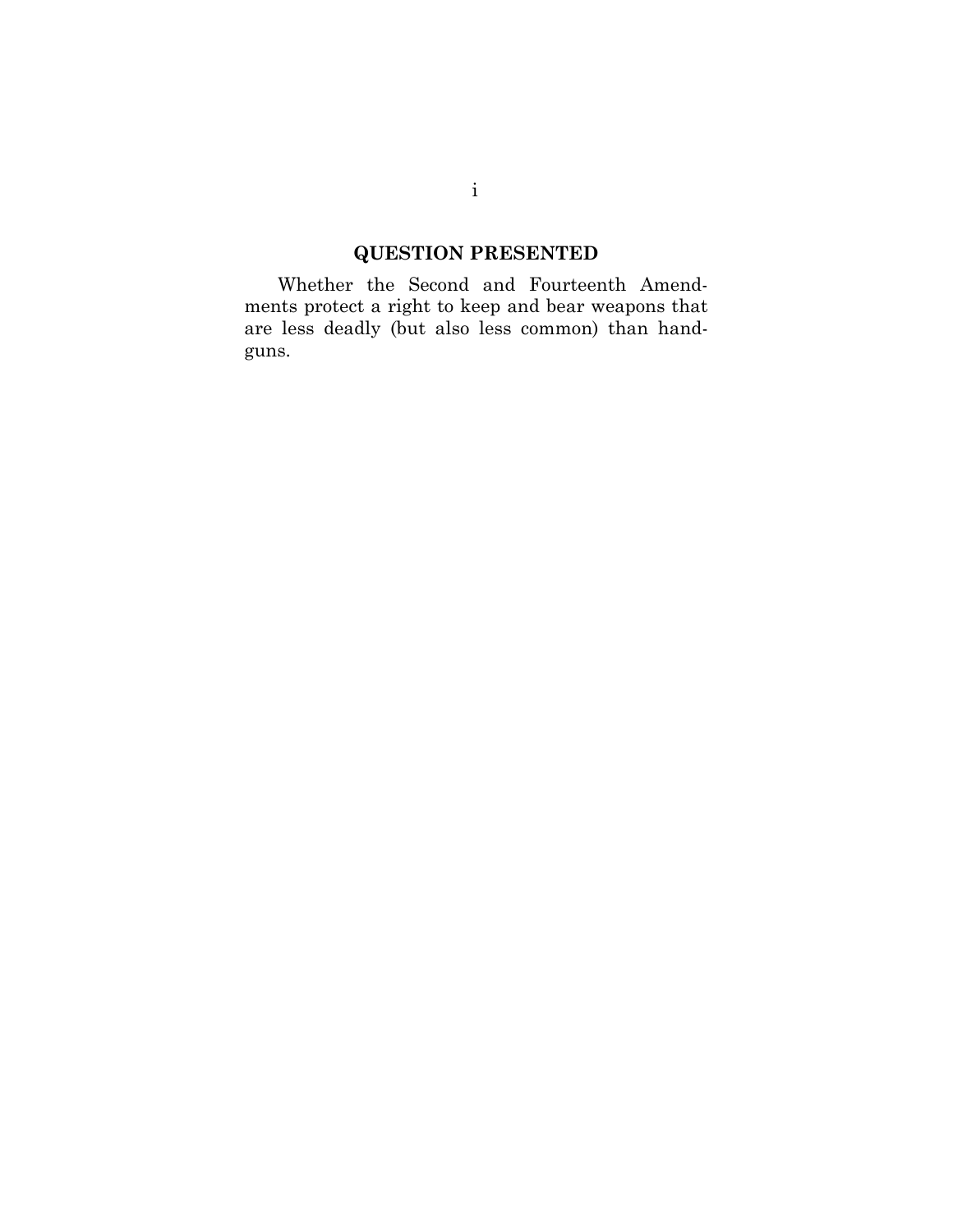## QUESTION PRESENTED

Whether the Second and Fourteenth Amendments protect a right to keep and bear weapons that are less deadly (but also less common) than handguns.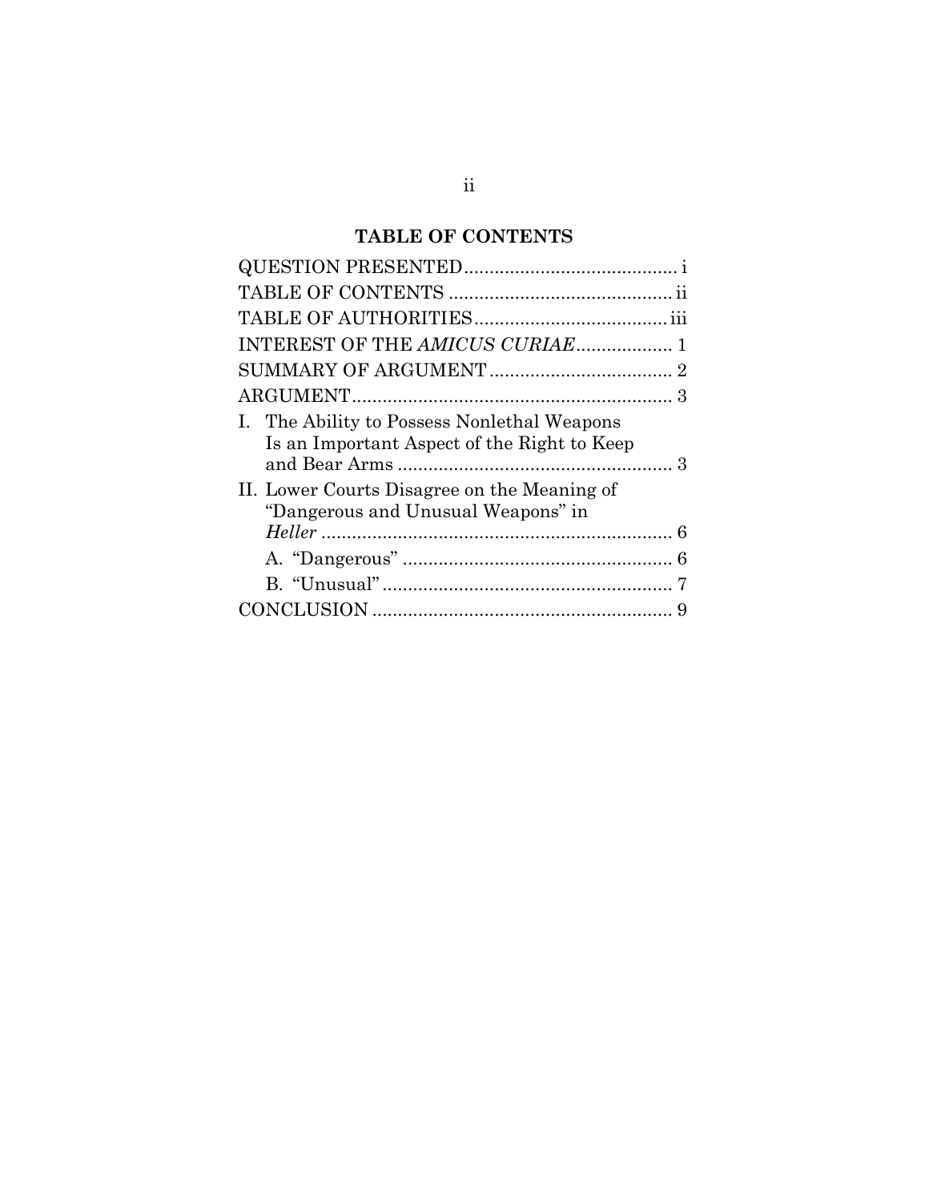## TABLE OF CONTENTS

QUESTION PRESENTED .......................................... i

TABLE OF CONTENTS ............................................ ii

TABLE OF AUTHORITIES ...................................... iii

INTEREST OF THE *AMICUS CURIAE* ................... 1

SUMMARY OF ARGUMENT .................................... 2

ARGUMENT ............................................................... 3

I. The Ability to Possess Nonlethal Weapons Is an Important Aspect of the Right to Keep and Bear Arms ....................................................... 3

II. Lower Courts Disagree on the Meaning of "Dangerous and Unusual Weapons" in *Heller* ...................................................................... 6

   A. "Dangerous" ...................................................... 6

   B. "Unusual" .......................................................... 7

CONCLUSION ........................................................... 9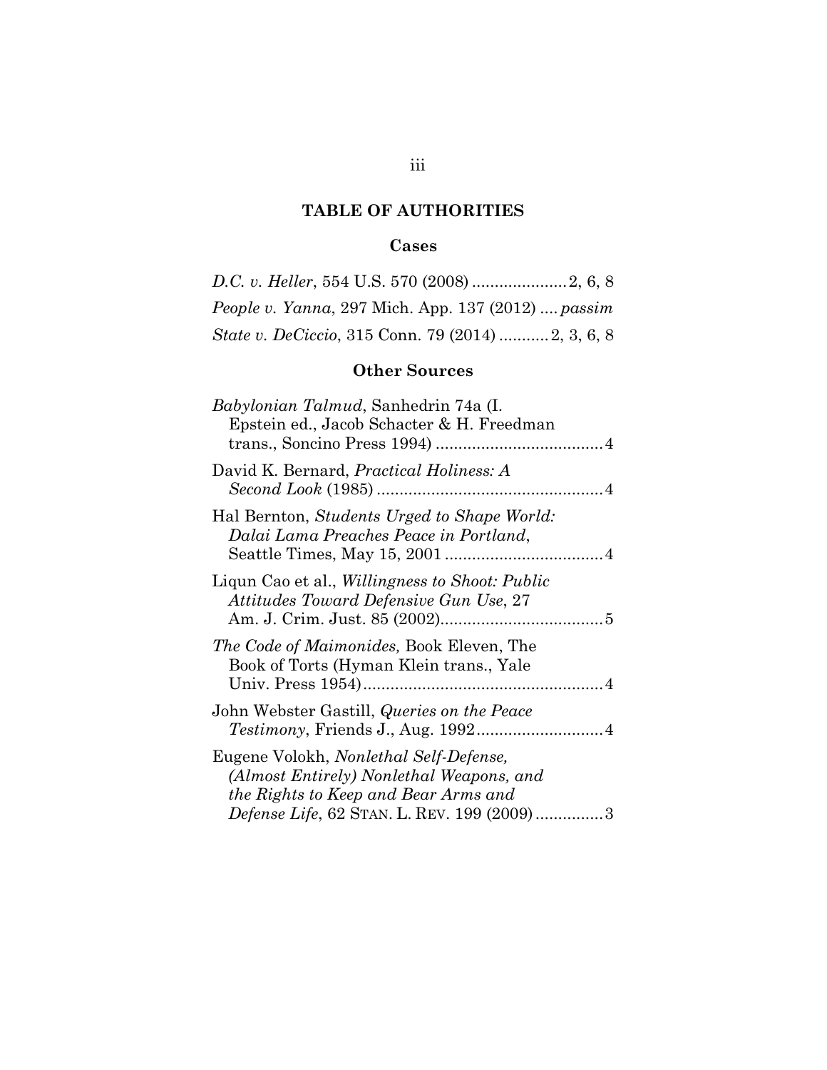# TABLE OF AUTHORITIES

## Cases

*D.C. v. Heller*, 554 U.S. 570 (2008) .................... 2, 6, 8

*People v. Yanna*, 297 Mich. App. 137 (2012) .... *passim*

*State v. DeCiccio*, 315 Conn. 79 (2014) .......... 2, 3, 6, 8

## Other Sources

*Babylonian Talmud*, Sanhedrin 74a (I. Epstein ed., Jacob Schacter & H. Freedman trans., Soncino Press 1994) .................................... 4

David K. Bernard, *Practical Holiness: A Second Look* (1985) ................................................. 4

Hal Bernton, *Students Urged to Shape World: Dalai Lama Preaches Peace in Portland*, Seattle Times, May 15, 2001 .................................. 4

Liqun Cao et al., *Willingness to Shoot: Public Attitudes Toward Defensive Gun Use*, 27 Am. J. Crim. Just. 85 (2002)................................... 5

*The Code of Maimonides,* Book Eleven, The Book of Torts (Hyman Klein trans., Yale Univ. Press 1954).................................................... 4

John Webster Gastill, *Queries on the Peace Testimony*, Friends J., Aug. 1992........................... 4

Eugene Volokh, *Nonlethal Self-Defense, (Almost Entirely) Nonlethal Weapons, and the Rights to Keep and Bear Arms and Defense Life*, 62 STAN. L. REV. 199 (2009)............... 3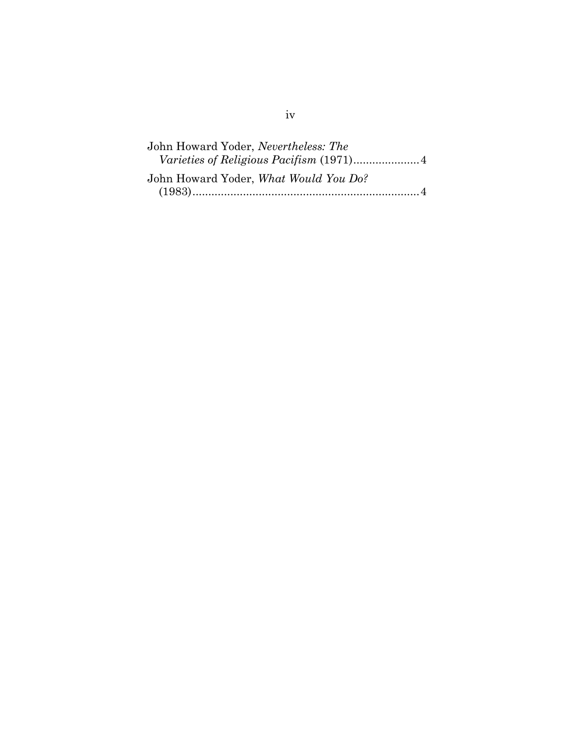John Howard Yoder, *Nevertheless: The Varieties of Religious Pacifism* (1971)....................4

John Howard Yoder, *What Would You Do?* (1983)........................................................................4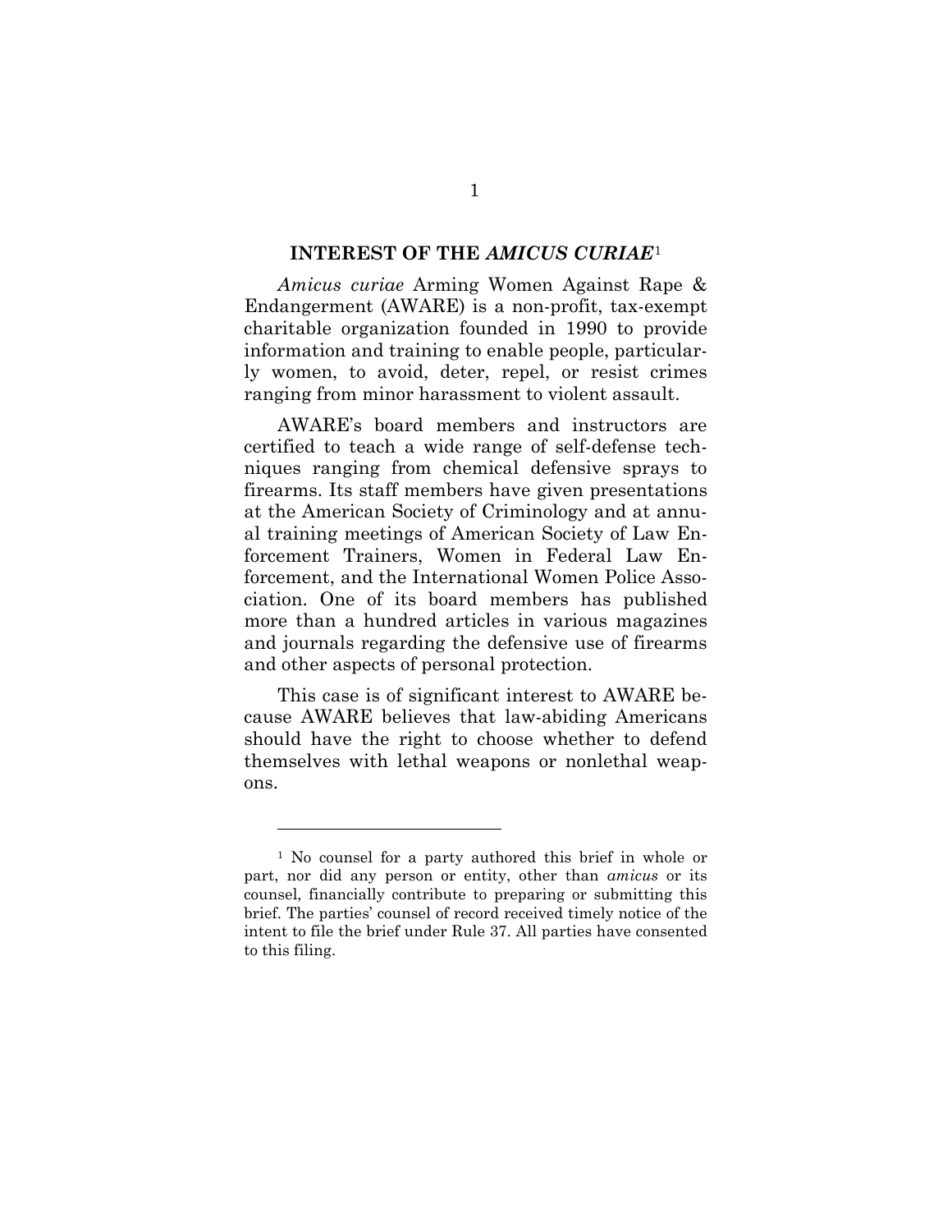## INTEREST OF THE *AMICUS CURIAE*[1]

*Amicus curiae* Arming Women Against Rape & Endangerment (AWARE) is a non-profit, tax-exempt charitable organization founded in 1990 to provide information and training to enable people, particularly women, to avoid, deter, repel, or resist crimes ranging from minor harassment to violent assault.

AWARE's board members and instructors are certified to teach a wide range of self-defense techniques ranging from chemical defensive sprays to firearms. Its staff members have given presentations at the American Society of Criminology and at annual training meetings of American Society of Law Enforcement Trainers, Women in Federal Law Enforcement, and the International Women Police Association. One of its board members has published more than a hundred articles in various magazines and journals regarding the defensive use of firearms and other aspects of personal protection.

This case is of significant interest to AWARE because AWARE believes that law-abiding Americans should have the right to choose whether to defend themselves with lethal weapons or nonlethal weapons.

---

[1] No counsel for a party authored this brief in whole or part, nor did any person or entity, other than *amicus* or its counsel, financially contribute to preparing or submitting this brief. The parties' counsel of record received timely notice of the intent to file the brief under Rule 37. All parties have consented to this filing.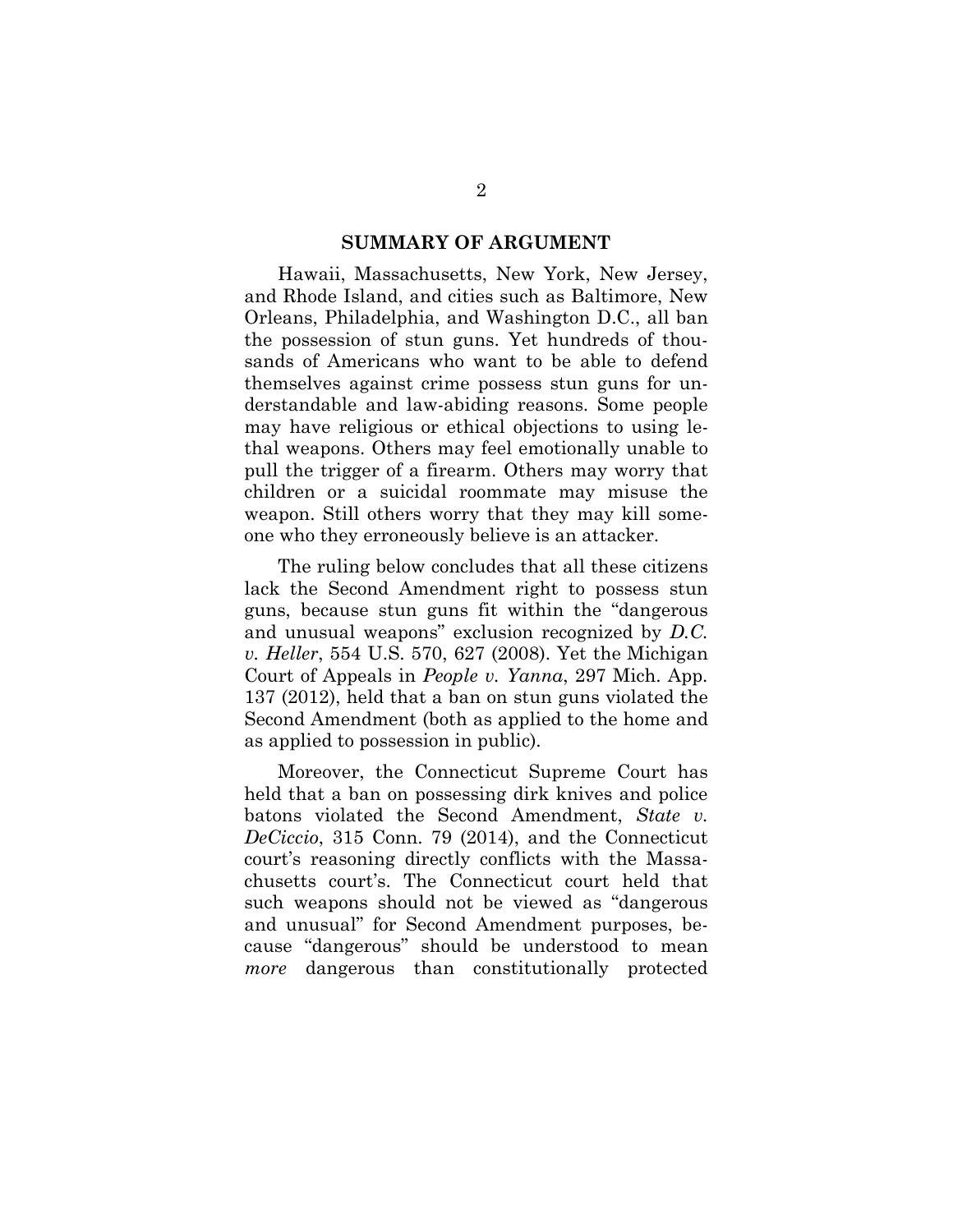## SUMMARY OF ARGUMENT

Hawaii, Massachusetts, New York, New Jersey, and Rhode Island, and cities such as Baltimore, New Orleans, Philadelphia, and Washington D.C., all ban the possession of stun guns. Yet hundreds of thousands of Americans who want to be able to defend themselves against crime possess stun guns for understandable and law-abiding reasons. Some people may have religious or ethical objections to using lethal weapons. Others may feel emotionally unable to pull the trigger of a firearm. Others may worry that children or a suicidal roommate may misuse the weapon. Still others worry that they may kill someone who they erroneously believe is an attacker.

The ruling below concludes that all these citizens lack the Second Amendment right to possess stun guns, because stun guns fit within the "dangerous and unusual weapons" exclusion recognized by *D.C. v. Heller*, 554 U.S. 570, 627 (2008). Yet the Michigan Court of Appeals in *People v. Yanna*, 297 Mich. App. 137 (2012), held that a ban on stun guns violated the Second Amendment (both as applied to the home and as applied to possession in public).

Moreover, the Connecticut Supreme Court has held that a ban on possessing dirk knives and police batons violated the Second Amendment, *State v. DeCiccio*, 315 Conn. 79 (2014), and the Connecticut court's reasoning directly conflicts with the Massachusetts court's. The Connecticut court held that such weapons should not be viewed as "dangerous and unusual" for Second Amendment purposes, because "dangerous" should be understood to mean *more* dangerous than constitutionally protected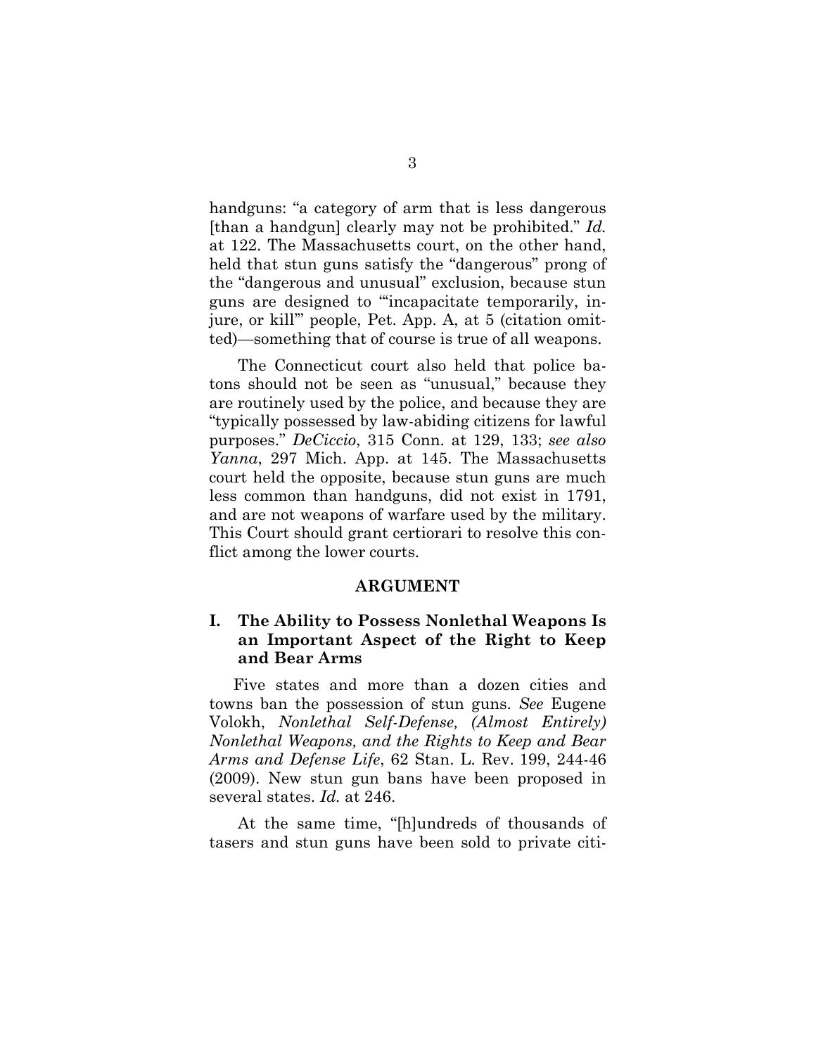handguns: "a category of arm that is less dangerous [than a handgun] clearly may not be prohibited." *Id.* at 122. The Massachusetts court, on the other hand, held that stun guns satisfy the "dangerous" prong of the "dangerous and unusual" exclusion, because stun guns are designed to "'incapacitate temporarily, injure, or kill'" people, Pet. App. A, at 5 (citation omitted)—something that of course is true of all weapons.

The Connecticut court also held that police batons should not be seen as "unusual," because they are routinely used by the police, and because they are "typically possessed by law-abiding citizens for lawful purposes." *DeCiccio*, 315 Conn. at 129, 133; *see also Yanna*, 297 Mich. App. at 145. The Massachusetts court held the opposite, because stun guns are much less common than handguns, did not exist in 1791, and are not weapons of warfare used by the military. This Court should grant certiorari to resolve this conflict among the lower courts.

## ARGUMENT

### I. The Ability to Possess Nonlethal Weapons Is an Important Aspect of the Right to Keep and Bear Arms

Five states and more than a dozen cities and towns ban the possession of stun guns. *See* Eugene Volokh, *Nonlethal Self-Defense, (Almost Entirely) Nonlethal Weapons, and the Rights to Keep and Bear Arms and Defense Life*, 62 Stan. L. Rev. 199, 244-46 (2009). New stun gun bans have been proposed in several states. *Id.* at 246.

At the same time, "[h]undreds of thousands of tasers and stun guns have been sold to private citi-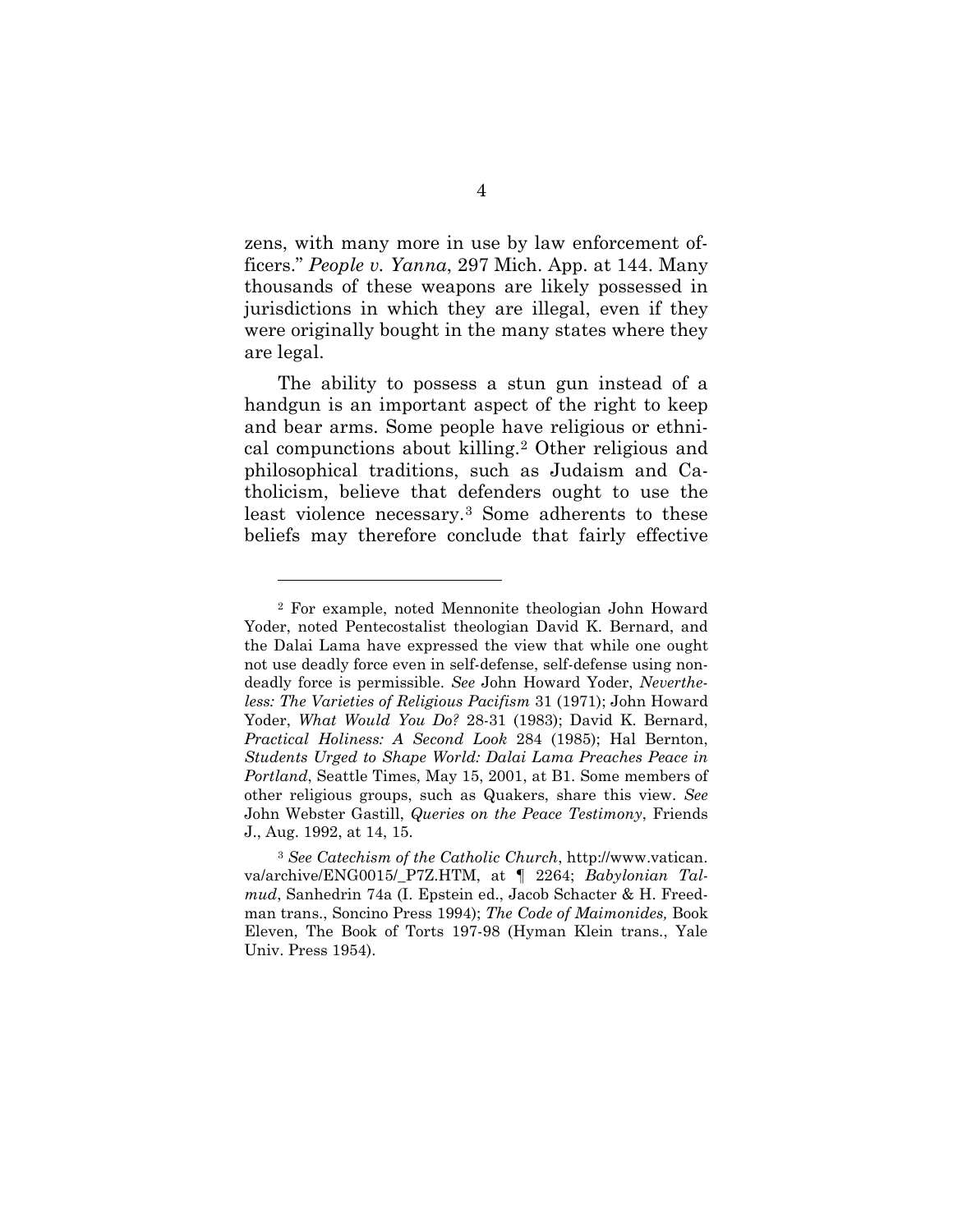zens, with many more in use by law enforcement officers." *People v. Yanna*, 297 Mich. App. at 144. Many thousands of these weapons are likely possessed in jurisdictions in which they are illegal, even if they were originally bought in the many states where they are legal.

The ability to possess a stun gun instead of a handgun is an important aspect of the right to keep and bear arms. Some people have religious or ethnical compunctions about killing.[2] Other religious and philosophical traditions, such as Judaism and Catholicism, believe that defenders ought to use the least violence necessary.[3] Some adherents to these beliefs may therefore conclude that fairly effective

---

[2] For example, noted Mennonite theologian John Howard Yoder, noted Pentecostalist theologian David K. Bernard, and the Dalai Lama have expressed the view that while one ought not use deadly force even in self-defense, self-defense using nondeadly force is permissible. *See* John Howard Yoder, *Nevertheless: The Varieties of Religious Pacifism* 31 (1971); John Howard Yoder, *What Would You Do?* 28-31 (1983); David K. Bernard, *Practical Holiness: A Second Look* 284 (1985); Hal Bernton, *Students Urged to Shape World: Dalai Lama Preaches Peace in Portland*, Seattle Times, May 15, 2001, at B1. Some members of other religious groups, such as Quakers, share this view. *See* John Webster Gastill, *Queries on the Peace Testimony*, Friends J., Aug. 1992, at 14, 15.

[3] *See Catechism of the Catholic Church*, http://www.vatican.va/archive/ENG0015/_P7Z.HTM, at ¶ 2264; *Babylonian Talmud*, Sanhedrin 74a (I. Epstein ed., Jacob Schacter & H. Freedman trans., Soncino Press 1994); *The Code of Maimonides,* Book Eleven, The Book of Torts 197-98 (Hyman Klein trans., Yale Univ. Press 1954).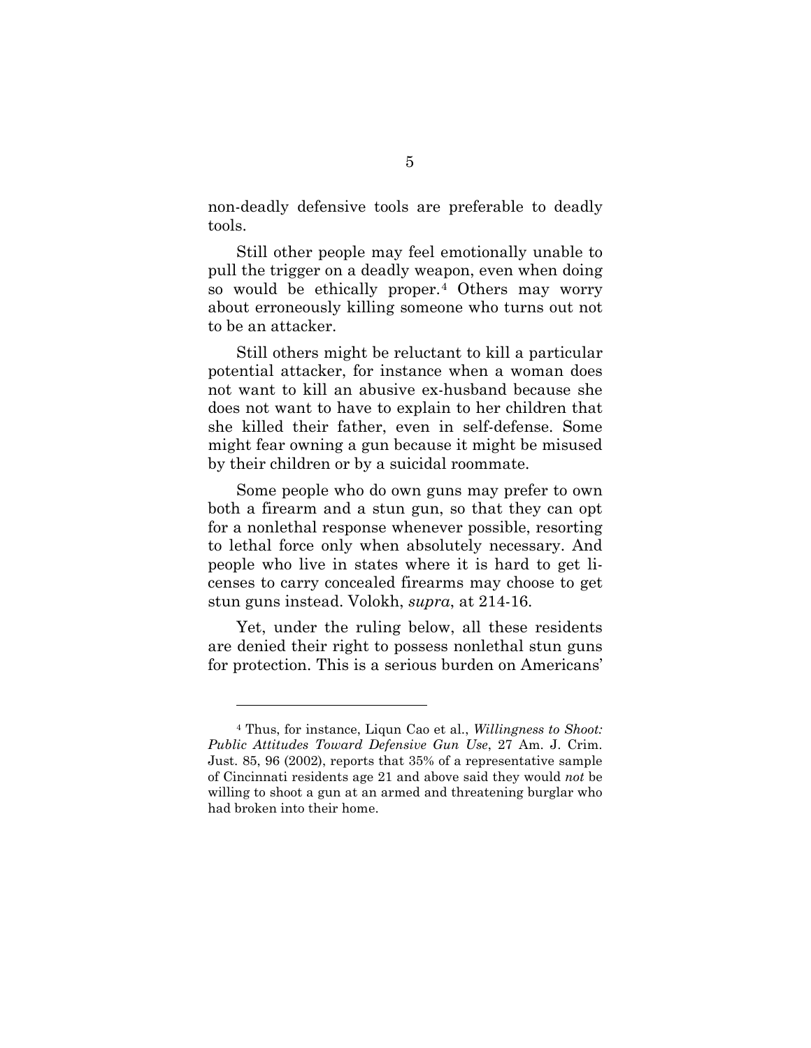non-deadly defensive tools are preferable to deadly tools.

Still other people may feel emotionally unable to pull the trigger on a deadly weapon, even when doing so would be ethically proper.[4] Others may worry about erroneously killing someone who turns out not to be an attacker.

Still others might be reluctant to kill a particular potential attacker, for instance when a woman does not want to kill an abusive ex-husband because she does not want to have to explain to her children that she killed their father, even in self-defense. Some might fear owning a gun because it might be misused by their children or by a suicidal roommate.

Some people who do own guns may prefer to own both a firearm and a stun gun, so that they can opt for a nonlethal response whenever possible, resorting to lethal force only when absolutely necessary. And people who live in states where it is hard to get licenses to carry concealed firearms may choose to get stun guns instead. Volokh, *supra*, at 214-16.

Yet, under the ruling below, all these residents are denied their right to possess nonlethal stun guns for protection. This is a serious burden on Americans'

---

[4] Thus, for instance, Liqun Cao et al., *Willingness to Shoot: Public Attitudes Toward Defensive Gun Use*, 27 Am. J. Crim. Just. 85, 96 (2002), reports that 35% of a representative sample of Cincinnati residents age 21 and above said they would *not* be willing to shoot a gun at an armed and threatening burglar who had broken into their home.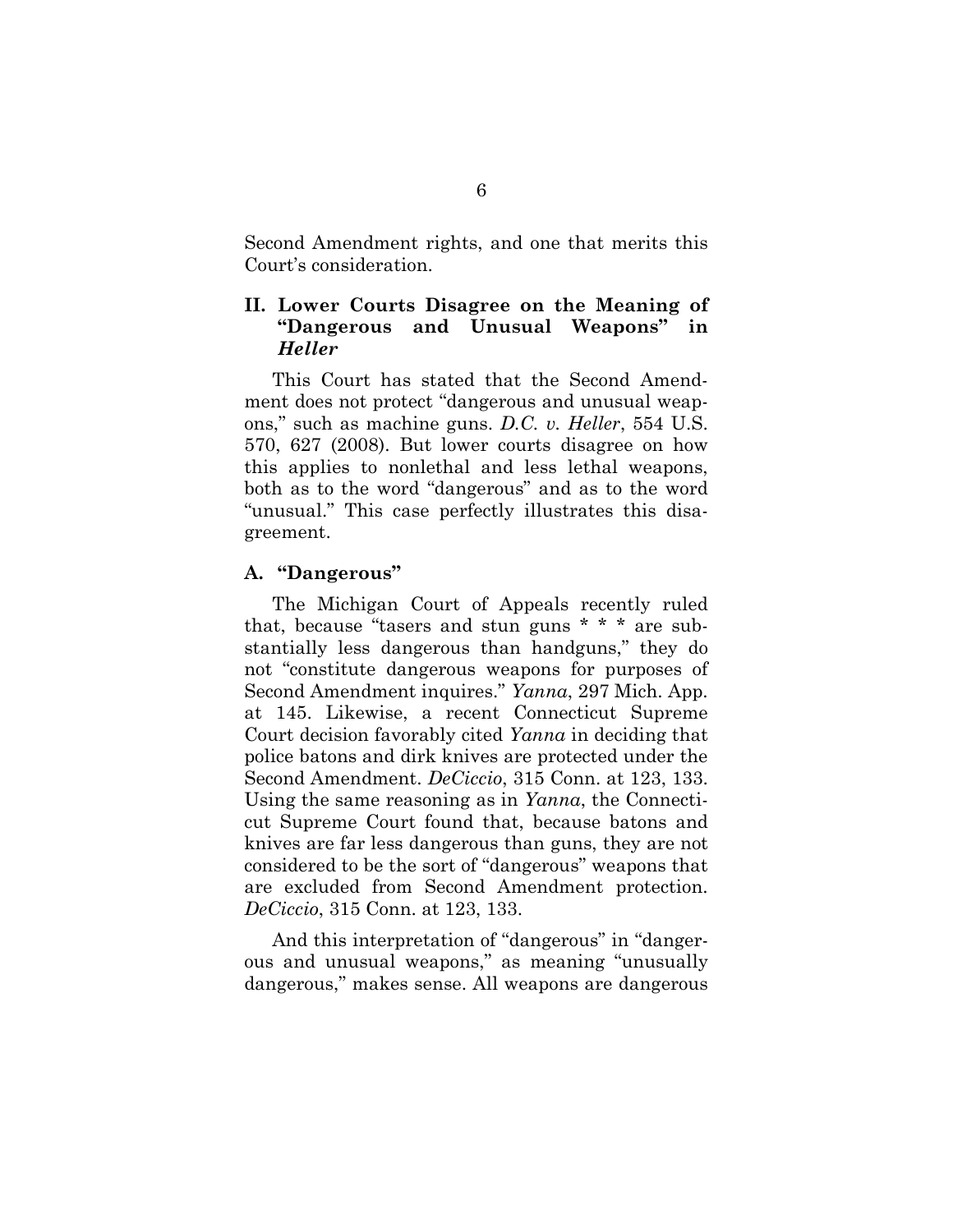Second Amendment rights, and one that merits this Court's consideration.

## II. Lower Courts Disagree on the Meaning of "Dangerous and Unusual Weapons" in *Heller*

This Court has stated that the Second Amendment does not protect "dangerous and unusual weapons," such as machine guns. *D.C. v. Heller*, 554 U.S. 570, 627 (2008). But lower courts disagree on how this applies to nonlethal and less lethal weapons, both as to the word "dangerous" and as to the word "unusual." This case perfectly illustrates this disagreement.

### A. "Dangerous"

The Michigan Court of Appeals recently ruled that, because "tasers and stun guns * * * are substantially less dangerous than handguns," they do not "constitute dangerous weapons for purposes of Second Amendment inquires." *Yanna*, 297 Mich. App. at 145. Likewise, a recent Connecticut Supreme Court decision favorably cited *Yanna* in deciding that police batons and dirk knives are protected under the Second Amendment. *DeCiccio*, 315 Conn. at 123, 133. Using the same reasoning as in *Yanna*, the Connecticut Supreme Court found that, because batons and knives are far less dangerous than guns, they are not considered to be the sort of "dangerous" weapons that are excluded from Second Amendment protection. *DeCiccio*, 315 Conn. at 123, 133.

And this interpretation of "dangerous" in "dangerous and unusual weapons," as meaning "unusually dangerous," makes sense. All weapons are dangerous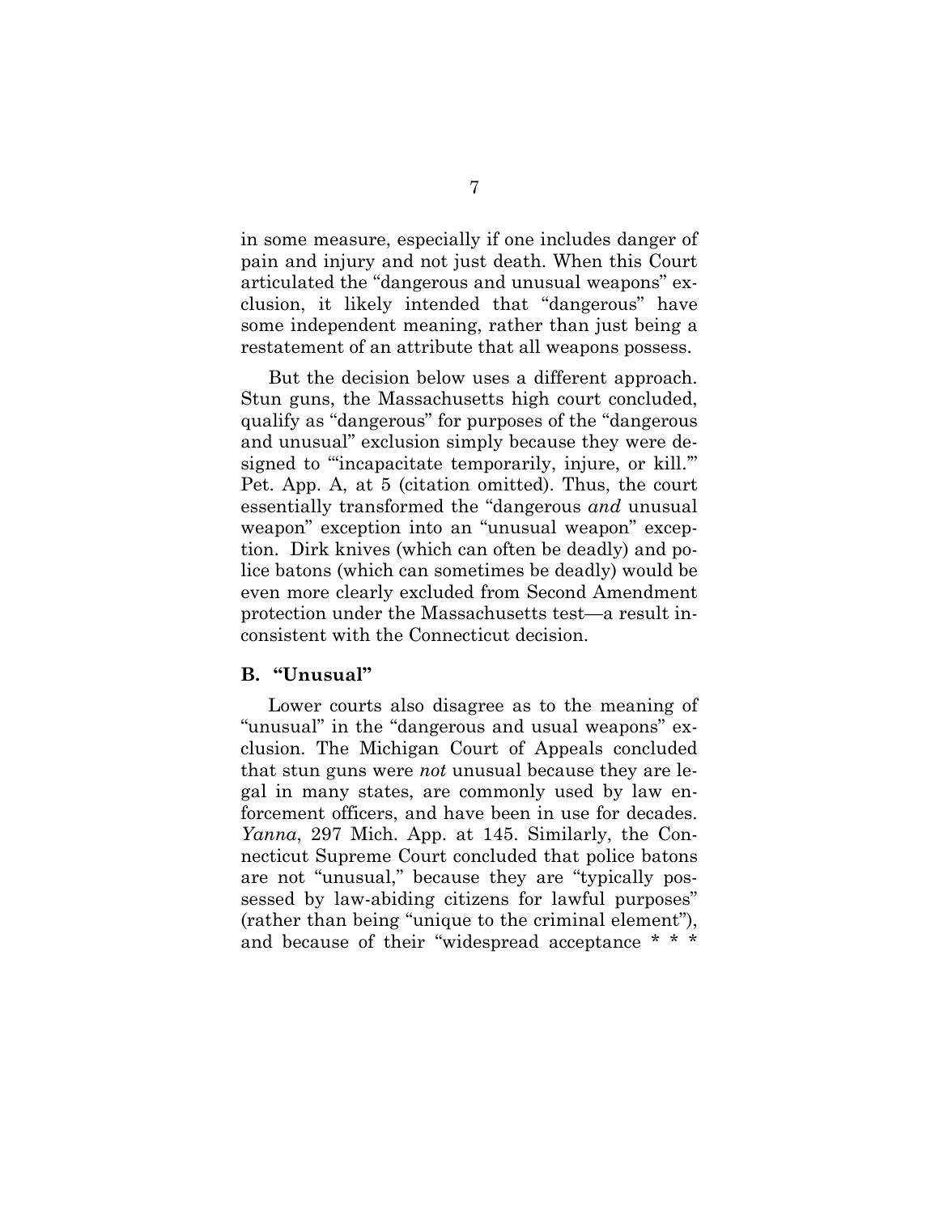in some measure, especially if one includes danger of pain and injury and not just death. When this Court articulated the "dangerous and unusual weapons" exclusion, it likely intended that "dangerous" have some independent meaning, rather than just being a restatement of an attribute that all weapons possess.

But the decision below uses a different approach. Stun guns, the Massachusetts high court concluded, qualify as "dangerous" for purposes of the "dangerous and unusual" exclusion simply because they were designed to "'incapacitate temporarily, injure, or kill.'" Pet. App. A, at 5 (citation omitted). Thus, the court essentially transformed the "dangerous *and* unusual weapon" exception into an "unusual weapon" exception. Dirk knives (which can often be deadly) and police batons (which can sometimes be deadly) would be even more clearly excluded from Second Amendment protection under the Massachusetts test—a result inconsistent with the Connecticut decision.

### B. "Unusual"

Lower courts also disagree as to the meaning of "unusual" in the "dangerous and usual weapons" exclusion. The Michigan Court of Appeals concluded that stun guns were *not* unusual because they are legal in many states, are commonly used by law enforcement officers, and have been in use for decades. *Yanna*, 297 Mich. App. at 145. Similarly, the Connecticut Supreme Court concluded that police batons are not "unusual," because they are "typically possessed by law-abiding citizens for lawful purposes" (rather than being "unique to the criminal element"), and because of their "widespread acceptance * * *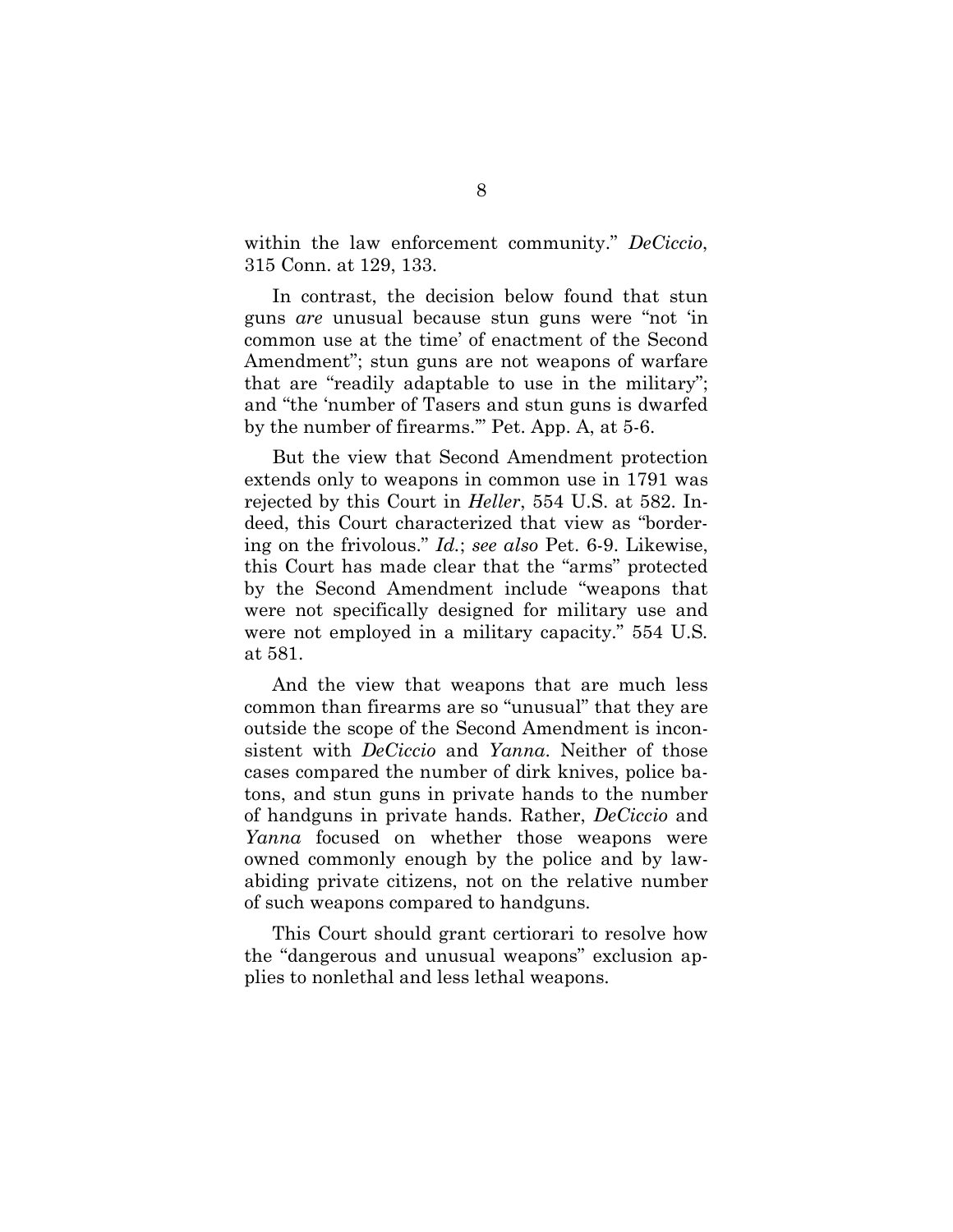within the law enforcement community." *DeCiccio*, 315 Conn. at 129, 133.

In contrast, the decision below found that stun guns *are* unusual because stun guns were "not 'in common use at the time' of enactment of the Second Amendment"; stun guns are not weapons of warfare that are "readily adaptable to use in the military"; and "the 'number of Tasers and stun guns is dwarfed by the number of firearms.'" Pet. App. A, at 5-6.

But the view that Second Amendment protection extends only to weapons in common use in 1791 was rejected by this Court in *Heller*, 554 U.S. at 582. Indeed, this Court characterized that view as "bordering on the frivolous." *Id.*; *see also* Pet. 6-9. Likewise, this Court has made clear that the "arms" protected by the Second Amendment include "weapons that were not specifically designed for military use and were not employed in a military capacity." 554 U.S. at 581.

And the view that weapons that are much less common than firearms are so "unusual" that they are outside the scope of the Second Amendment is inconsistent with *DeCiccio* and *Yanna*. Neither of those cases compared the number of dirk knives, police batons, and stun guns in private hands to the number of handguns in private hands. Rather, *DeCiccio* and *Yanna* focused on whether those weapons were owned commonly enough by the police and by law-abiding private citizens, not on the relative number of such weapons compared to handguns.

This Court should grant certiorari to resolve how the "dangerous and unusual weapons" exclusion applies to nonlethal and less lethal weapons.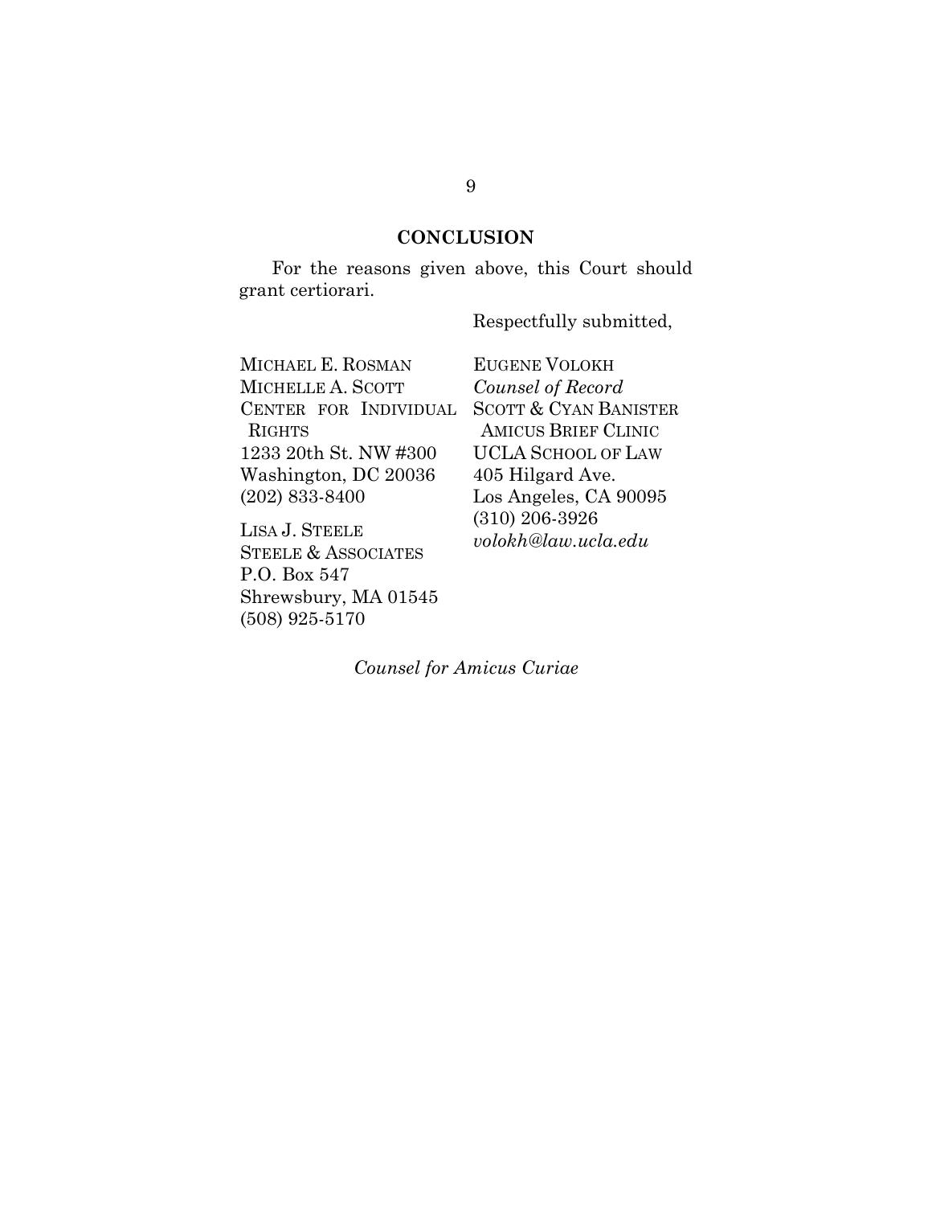## CONCLUSION

For the reasons given above, this Court should grant certiorari.

Respectfully submitted,

EUGENE VOLOKH
*Counsel of Record*
SCOTT & CYAN BANISTER
AMICUS BRIEF CLINIC
UCLA SCHOOL OF LAW
405 Hilgard Ave.
Los Angeles, CA 90095
(310) 206-3926
*volokh@law.ucla.edu*

MICHAEL E. ROSMAN
MICHELLE A. SCOTT
CENTER FOR INDIVIDUAL RIGHTS
1233 20th St. NW #300
Washington, DC 20036
(202) 833-8400

LISA J. STEELE
STEELE & ASSOCIATES
P.O. Box 547
Shrewsbury, MA 01545
(508) 925-5170

*Counsel for Amicus Curiae*